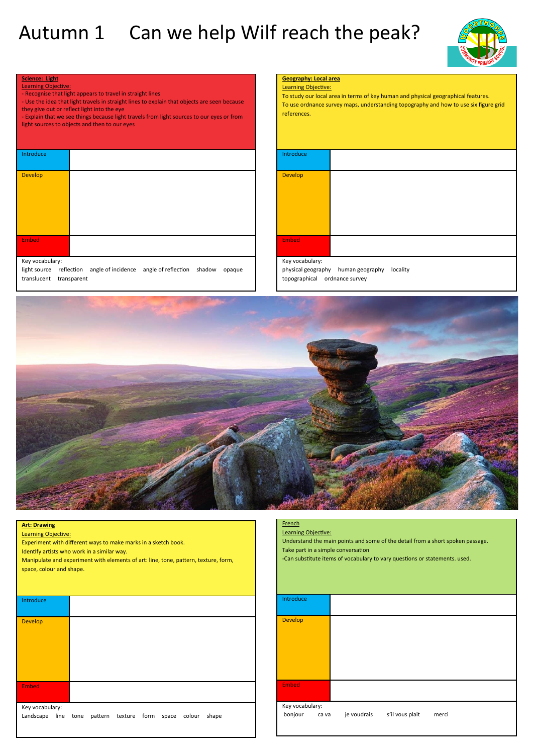# Autumn 1 Can we help Wilf reach the peak?

## Science: Light

Learning Objective:

- Recognise that light appears to travel in straight lines
- Use the idea that light travels in straight lines to explain that objects are seen because they give out or reflect light into the eye
- Explain that we see things because light travels from light sources to our eyes or from light sources to objects and then to our eyes

| | |
|---|---|
| Introduce | |
| Develop | |
| Embed | |

Key vocabulary:
light source reflection angle of incidence angle of reflection shadow opaque translucent transparent

## Geography: Local area

Learning Objective:

To study our local area in terms of key human and physical geographical features.

To use ordnance survey maps, understanding topography and how to use six figure grid references.

| | |
|---|---|
| Introduce | |
| Develop | |
| Embed | |

Key vocabulary:
physical geography human geography locality topographical ordnance survey

## Art: Drawing

Learning Objective:

Experiment with different ways to make marks in a sketch book.

Identify artists who work in a similar way.

Manipulate and experiment with elements of art: line, tone, pattern, texture, form, space, colour and shape.

| | |
|---|---|
| Introduce | |
| Develop | |
| Embed | |

Key vocabulary:
Landscape line tone pattern texture form space colour shape

## French

Learning Objective:

Understand the main points and some of the detail from a short spoken passage.

Take part in a simple conversation

-Can substitute items of vocabulary to vary questions or statements. used.

| | |
|---|---|
| Introduce | |
| Develop | |
| Embed | |

Key vocabulary:
bonjour ca va je voudrais s'il vous plait merci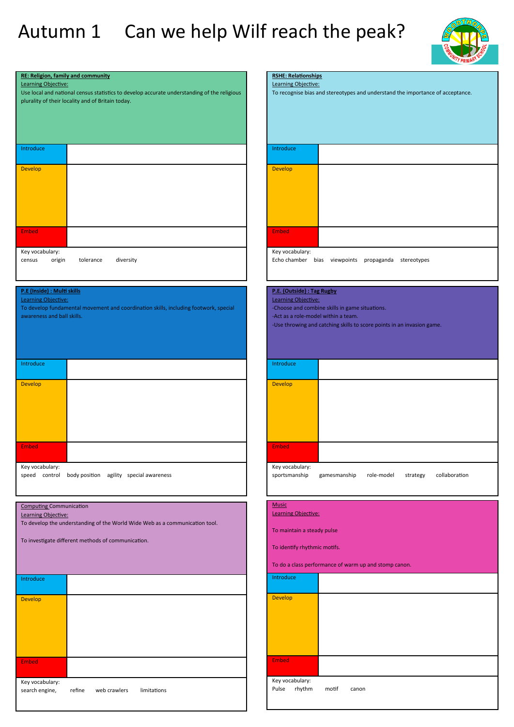# Autumn 1 Can we help Wilf reach the peak?

## RE: Religion, family and community

Learning Objective:

Use local and national census statistics to develop accurate understanding of the religious plurality of their locality and of Britain today.

| | |
|---|---|
| Introduce | |
| Develop | |
| Embed | |

Key vocabulary:

census origin tolerance diversity

## RSHE: Relationships

Learning Objective:

To recognise bias and stereotypes and understand the importance of acceptance.

| | |
|---|---|
| Introduce | |
| Develop | |
| Embed | |

Key vocabulary:

Echo chamber bias viewpoints propaganda stereotypes

## P.E (Inside) : Multi skills

Learning Objective:

To develop fundamental movement and coordination skills, including footwork, special awareness and ball skills.

| | |
|---|---|
| Introduce | |
| Develop | |
| Embed | |

Key vocabulary:

speed control body position agility special awareness

## P.E. (Outside) : Tag Rugby

Learning Objective:

-Choose and combine skills in game situations.
-Act as a role-model within a team.
-Use throwing and catching skills to score points in an invasion game.

| | |
|---|---|
| Introduce | |
| Develop | |
| Embed | |

Key vocabulary:

sportsmanship gamesmanship role-model strategy collaboration

## Computing Communication

Learning Objective:

To develop the understanding of the World Wide Web as a communication tool.

To investigate different methods of communication.

| | |
|---|---|
| Introduce | |
| Develop | |
| Embed | |

Key vocabulary:

search engine, refine web crawlers limitations

## Music

Learning Objective:

To maintain a steady pulse

To identify rhythmic motifs.

To do a class performance of warm up and stomp canon.

| | |
|---|---|
| Introduce | |
| Develop | |
| Embed | |

Key vocabulary:

Pulse rhythm motif canon